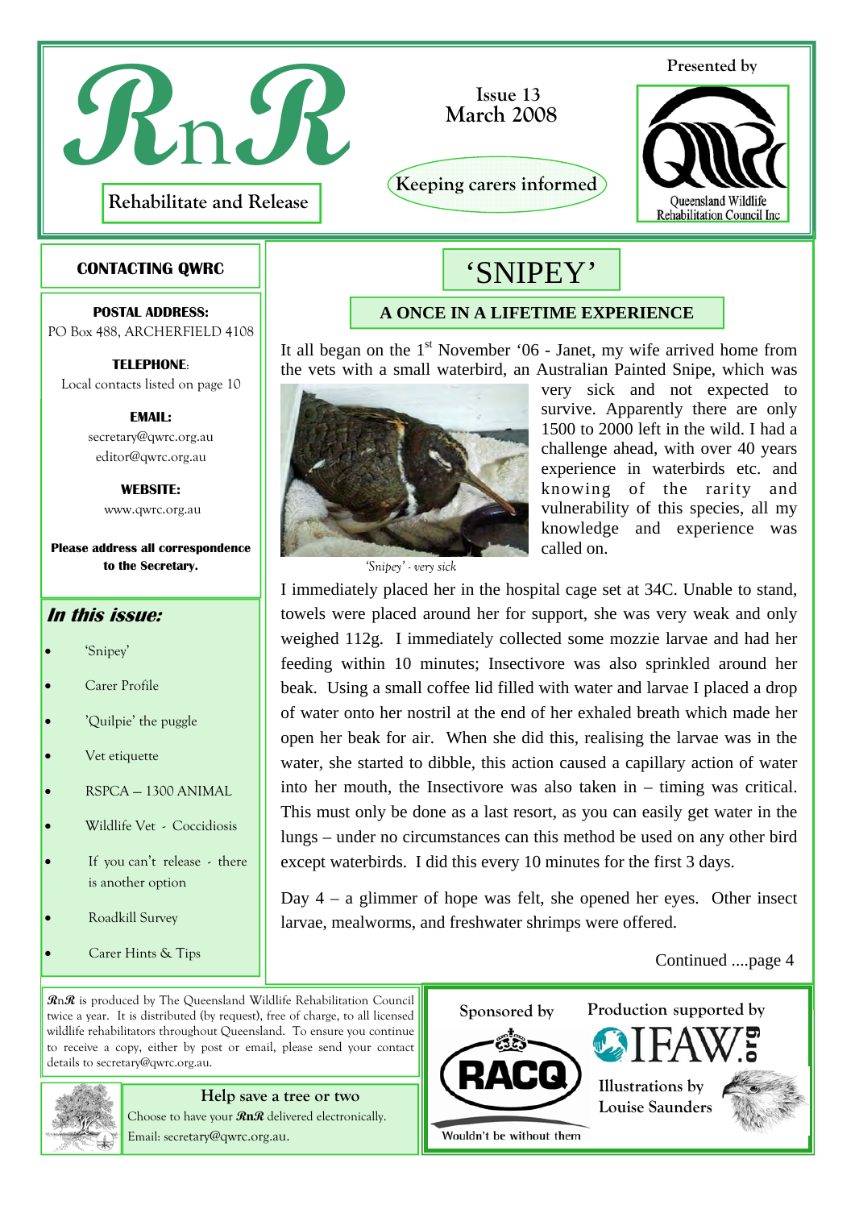# RnR

**Rehabilitate and Release**

Issue 13
March 2008

Keeping carers informed

Presented by

Queensland Wildlife Rehabilitation Council Inc

## 'SNIPEY'

### A ONCE IN A LIFETIME EXPERIENCE

It all began on the 1st November '06 - Janet, my wife arrived home from the vets with a small waterbird, an Australian Painted Snipe, which was very sick and not expected to survive. Apparently there are only 1500 to 2000 left in the wild. I had a challenge ahead, with over 40 years experience in waterbirds etc. and knowing of the rarity and vulnerability of this species, all my knowledge and experience was called on.

*'Snipey' - very sick*

I immediately placed her in the hospital cage set at 34C. Unable to stand, towels were placed around her for support, she was very weak and only weighed 112g. I immediately collected some mozzie larvae and had her feeding within 10 minutes; Insectivore was also sprinkled around her beak. Using a small coffee lid filled with water and larvae I placed a drop of water onto her nostril at the end of her exhaled breath which made her open her beak for air. When she did this, realising the larvae was in the water, she started to dibble, this action caused a capillary action of water into her mouth, the Insectivore was also taken in – timing was critical. This must only be done as a last resort, as you can easily get water in the lungs – under no circumstances can this method be used on any other bird except waterbirds. I did this every 10 minutes for the first 3 days.

Day 4 – a glimmer of hope was felt, she opened her eyes. Other insect larvae, mealworms, and freshwater shrimps were offered.

Continued ....page 4

### CONTACTING QWRC

**POSTAL ADDRESS:**
PO Box 488, ARCHERFIELD 4108

**TELEPHONE:**
Local contacts listed on page 10

**EMAIL:**
secretary@qwrc.org.au
editor@qwrc.org.au

**WEBSITE:**
www.qwrc.org.au

**Please address all correspondence to the Secretary.**

### *In this issue:*

- 'Snipey'
- Carer Profile
- 'Quilpie' the puggle
- Vet etiquette
- RSPCA – 1300 ANIMAL
- Wildlife Vet - Coccidiosis
- If you can't release - there is another option
- Roadkill Survey
- Carer Hints & Tips

***RnR*** is produced by The Queensland Wildlife Rehabilitation Council twice a year. It is distributed (by request), free of charge, to all licensed wildlife rehabilitators throughout Queensland. To ensure you continue to receive a copy, either by post or email, please send your contact details to secretary@qwrc.org.au.

**Help save a tree or two**
Choose to have your ***RnR*** delivered electronically.
Email: secretary@qwrc.org.au.

Sponsored by RACQ — Wouldn't be without them

Production supported by IFAW.org

Illustrations by Louise Saunders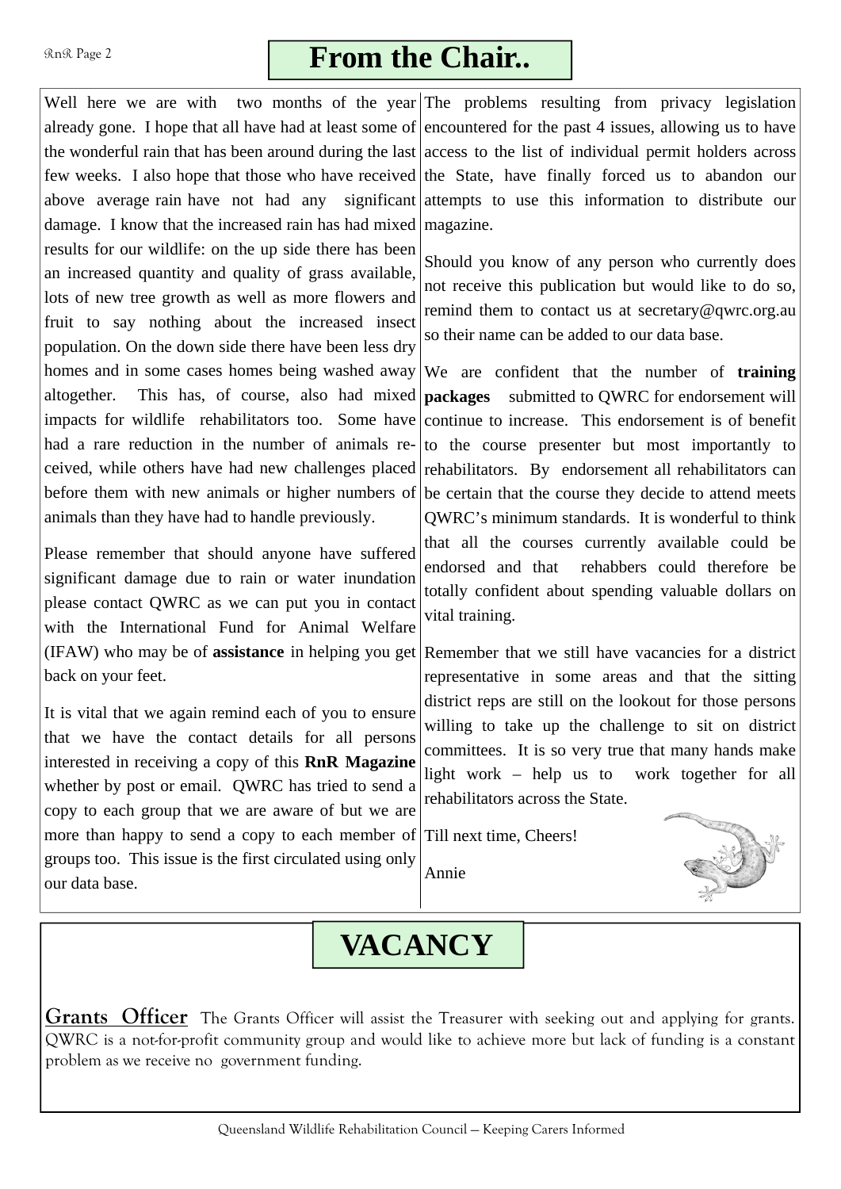# From the Chair..

Well here we are with two months of the year already gone. I hope that all have had at least some of the wonderful rain that has been around during the last few weeks. I also hope that those who have received above average rain have not had any significant damage. I know that the increased rain has had mixed results for our wildlife: on the up side there has been an increased quantity and quality of grass available, lots of new tree growth as well as more flowers and fruit to say nothing about the increased insect population. On the down side there have been less dry homes and in some cases homes being washed away altogether. This has, of course, also had mixed impacts for wildlife rehabilitators too. Some have had a rare reduction in the number of animals received, while others have had new challenges placed before them with new animals or higher numbers of animals than they have had to handle previously.

Please remember that should anyone have suffered significant damage due to rain or water inundation please contact QWRC as we can put you in contact with the International Fund for Animal Welfare (IFAW) who may be of **assistance** in helping you get back on your feet.

It is vital that we again remind each of you to ensure that we have the contact details for all persons interested in receiving a copy of this **RnR Magazine** whether by post or email. QWRC has tried to send a copy to each group that we are aware of but we are more than happy to send a copy to each member of groups too. This issue is the first circulated using only our data base.

The problems resulting from privacy legislation encountered for the past 4 issues, allowing us to have access to the list of individual permit holders across the State, have finally forced us to abandon our attempts to use this information to distribute our magazine.

Should you know of any person who currently does not receive this publication but would like to do so, remind them to contact us at secretary@qwrc.org.au so their name can be added to our data base.

We are confident that the number of **training packages** submitted to QWRC for endorsement will continue to increase. This endorsement is of benefit to the course presenter but most importantly to rehabilitators. By endorsement all rehabilitators can be certain that the course they decide to attend meets QWRC's minimum standards. It is wonderful to think that all the courses currently available could be endorsed and that rehabbers could therefore be totally confident about spending valuable dollars on vital training.

Remember that we still have vacancies for a district representative in some areas and that the sitting district reps are still on the lookout for those persons willing to take up the challenge to sit on district committees. It is so very true that many hands make light work – help us to work together for all rehabilitators across the State.

Till next time, Cheers!

Annie

# VACANCY

**Grants Officer** The Grants Officer will assist the Treasurer with seeking out and applying for grants. QWRC is a not-for-profit community group and would like to achieve more but lack of funding is a constant problem as we receive no government funding.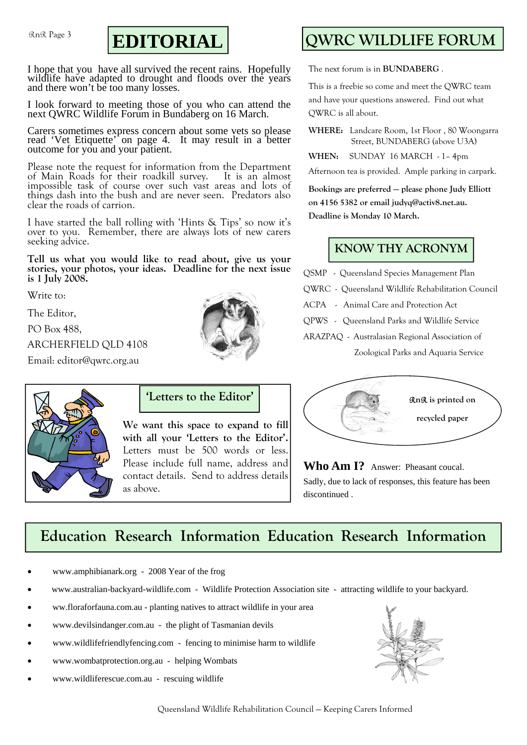# EDITORIAL

I hope that you have all survived the recent rains. Hopefully wildlife have adapted to drought and floods over the years and there won't be too many losses.

I look forward to meeting those of you who can attend the next QWRC Wildlife Forum in Bundaberg on 16 March.

Carers sometimes express concern about some vets so please read 'Vet Etiquette' on page 4. It may result in a better outcome for you and your patient.

Please note the request for information from the Department of Main Roads for their roadkill survey. It is an almost impossible task of course over such vast areas and lots of things dash into the bush and are never seen. Predators also clear the roads of carrion.

I have started the ball rolling with 'Hints & Tips' so now it's over to you. Remember, there are always lots of new carers seeking advice.

**Tell us what you would like to read about, give us your stories, your photos, your ideas. Deadline for the next issue is 1 July 2008.**

Write to:

The Editor,

PO Box 488,

ARCHERFIELD QLD 4108

Email: editor@qwrc.org.au

## 'Letters to the Editor'

**We want this space to expand to fill with all your 'Letters to the Editor'.** Letters must be 500 words or less. Please include full name, address and contact details. Send to address details as above.

# QWRC WILDLIFE FORUM

The next forum is in **BUNDABERG** .

This is a freebie so come and meet the QWRC team and have your questions answered. Find out what QWRC is all about.

**WHERE:** Landcare Room, 1st Floor , 80 Woongarra Street, BUNDABERG (above U3A)

**WHEN:** SUNDAY 16 MARCH - 1– 4pm

Afternoon tea is provided. Ample parking in carpark.

**Bookings are preferred — please phone Judy Elliott on 4156 5382 or email judyq@activ8.net.au. Deadline is Monday 10 March.**

## KNOW THY ACRONYM

QSMP - Queensland Species Management Plan

QWRC - Queensland Wildlife Rehabilitation Council

ACPA - Animal Care and Protection Act

QPWS - Queensland Parks and Wildlife Service

ARAZPAQ - Australasian Regional Association of Zoological Parks and Aquaria Service

**RnR is printed on recycled paper**

**Who Am I?** Answer: Pheasant coucal.

Sadly, due to lack of responses, this feature has been discontinued .

# Education Research Information Education Research Information

- www.amphibianark.org - 2008 Year of the frog
- www.australian-backyard-wildlife.com - Wildlife Protection Association site - attracting wildlife to your backyard.
- ww.floraforfauna.com.au - planting natives to attract wildlife in your area
- www.devilsindanger.com.au - the plight of Tasmanian devils
- www.wildlifefriendlyfencing.com - fencing to minimise harm to wildlife
- www.wombatprotection.org.au - helping Wombats
- www.wildliferescue.com.au - rescuing wildlife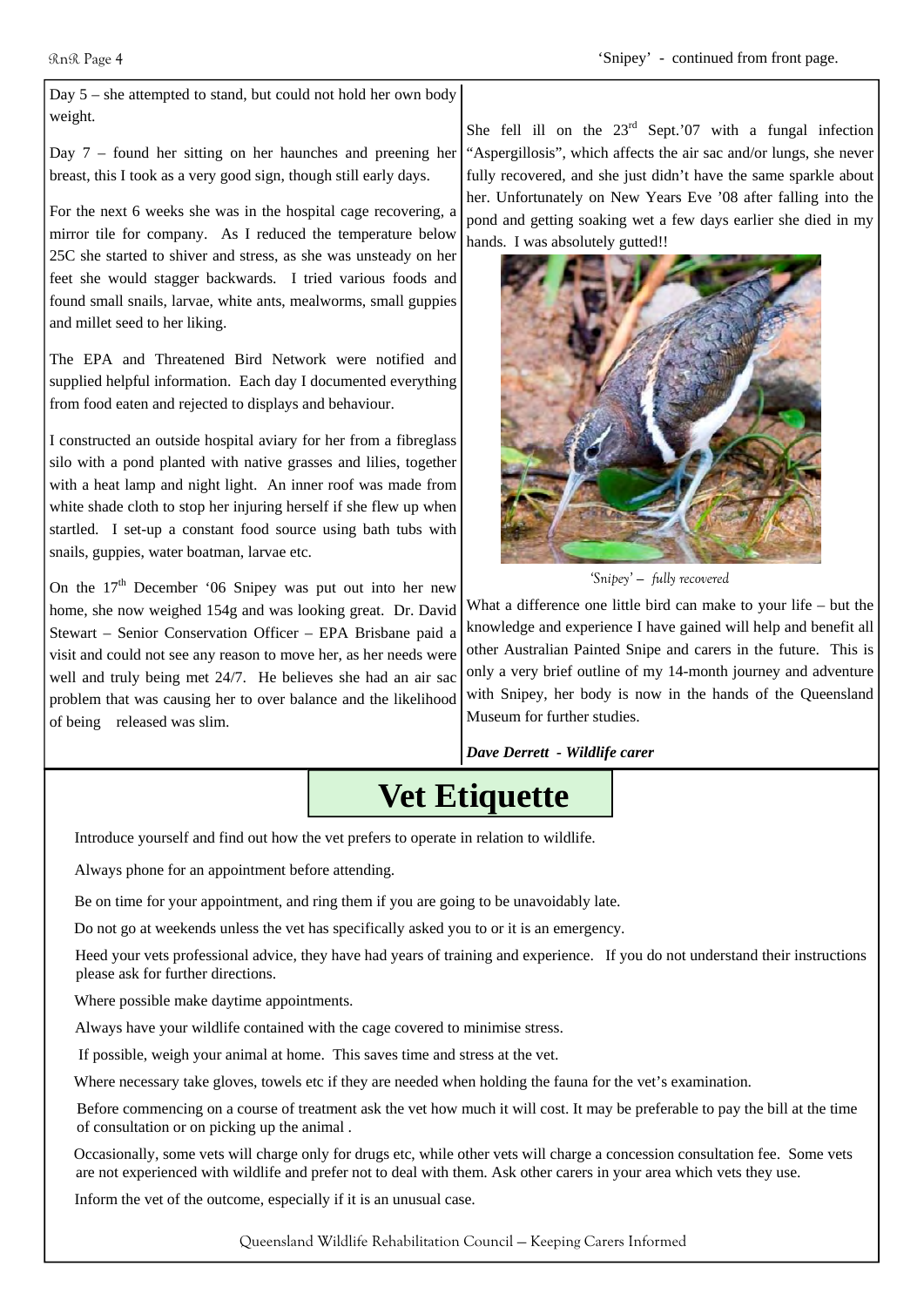'Snipey' - continued from front page.

Day 5 – she attempted to stand, but could not hold her own body weight.

Day 7 – found her sitting on her haunches and preening her breast, this I took as a very good sign, though still early days.

For the next 6 weeks she was in the hospital cage recovering, a mirror tile for company. As I reduced the temperature below 25C she started to shiver and stress, as she was unsteady on her feet she would stagger backwards. I tried various foods and found small snails, larvae, white ants, mealworms, small guppies and millet seed to her liking.

The EPA and Threatened Bird Network were notified and supplied helpful information. Each day I documented everything from food eaten and rejected to displays and behaviour.

I constructed an outside hospital aviary for her from a fibreglass silo with a pond planted with native grasses and lilies, together with a heat lamp and night light. An inner roof was made from white shade cloth to stop her injuring herself if she flew up when startled. I set-up a constant food source using bath tubs with snails, guppies, water boatman, larvae etc.

On the 17th December '06 Snipey was put out into her new home, she now weighed 154g and was looking great. Dr. David Stewart – Senior Conservation Officer – EPA Brisbane paid a visit and could not see any reason to move her, as her needs were well and truly being met 24/7. He believes she had an air sac problem that was causing her to over balance and the likelihood of being released was slim.

She fell ill on the 23rd Sept.'07 with a fungal infection "Aspergillosis", which affects the air sac and/or lungs, she never fully recovered, and she just didn't have the same sparkle about her. Unfortunately on New Years Eve '08 after falling into the pond and getting soaking wet a few days earlier she died in my hands. I was absolutely gutted!!

'Snipey' – fully recovered

What a difference one little bird can make to your life – but the knowledge and experience I have gained will help and benefit all other Australian Painted Snipe and carers in the future. This is only a very brief outline of my 14-month journey and adventure with Snipey, her body is now in the hands of the Queensland Museum for further studies.

***Dave Derrett - Wildlife carer***

# Vet Etiquette

Introduce yourself and find out how the vet prefers to operate in relation to wildlife.

Always phone for an appointment before attending.

Be on time for your appointment, and ring them if you are going to be unavoidably late.

Do not go at weekends unless the vet has specifically asked you to or it is an emergency.

Heed your vets professional advice, they have had years of training and experience. If you do not understand their instructions please ask for further directions.

Where possible make daytime appointments.

Always have your wildlife contained with the cage covered to minimise stress.

If possible, weigh your animal at home. This saves time and stress at the vet.

Where necessary take gloves, towels etc if they are needed when holding the fauna for the vet's examination.

Before commencing on a course of treatment ask the vet how much it will cost. It may be preferable to pay the bill at the time of consultation or on picking up the animal .

Occasionally, some vets will charge only for drugs etc, while other vets will charge a concession consultation fee. Some vets are not experienced with wildlife and prefer not to deal with them. Ask other carers in your area which vets they use.

Inform the vet of the outcome, especially if it is an unusual case.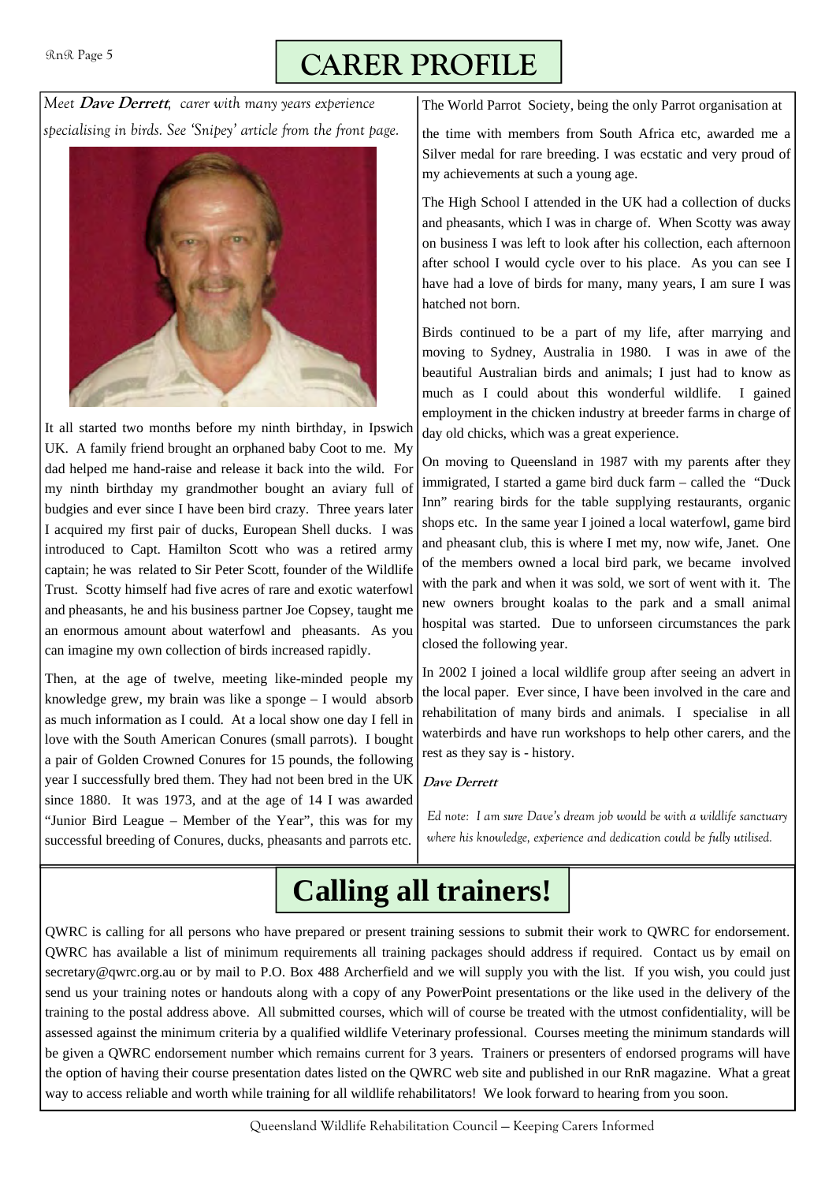# CARER PROFILE

*Meet **Dave Derrett**, carer with many years experience specialising in birds. See 'Snipey' article from the front page.*

It all started two months before my ninth birthday, in Ipswich UK. A family friend brought an orphaned baby Coot to me. My dad helped me hand-raise and release it back into the wild. For my ninth birthday my grandmother bought an aviary full of budgies and ever since I have been bird crazy. Three years later I acquired my first pair of ducks, European Shell ducks. I was introduced to Capt. Hamilton Scott who was a retired army captain; he was related to Sir Peter Scott, founder of the Wildlife Trust. Scotty himself had five acres of rare and exotic waterfowl and pheasants, he and his business partner Joe Copsey, taught me an enormous amount about waterfowl and pheasants. As you can imagine my own collection of birds increased rapidly.

Then, at the age of twelve, meeting like-minded people my knowledge grew, my brain was like a sponge – I would absorb as much information as I could. At a local show one day I fell in love with the South American Conures (small parrots). I bought a pair of Golden Crowned Conures for 15 pounds, the following year I successfully bred them. They had not been bred in the UK since 1880. It was 1973, and at the age of 14 I was awarded "Junior Bird League – Member of the Year", this was for my successful breeding of Conures, ducks, pheasants and parrots etc. The World Parrot Society, being the only Parrot organisation at the time with members from South Africa etc, awarded me a Silver medal for rare breeding. I was ecstatic and very proud of my achievements at such a young age.

The High School I attended in the UK had a collection of ducks and pheasants, which I was in charge of. When Scotty was away on business I was left to look after his collection, each afternoon after school I would cycle over to his place. As you can see I have had a love of birds for many, many years, I am sure I was hatched not born.

Birds continued to be a part of my life, after marrying and moving to Sydney, Australia in 1980. I was in awe of the beautiful Australian birds and animals; I just had to know as much as I could about this wonderful wildlife. I gained employment in the chicken industry at breeder farms in charge of day old chicks, which was a great experience.

On moving to Queensland in 1987 with my parents after they immigrated, I started a game bird duck farm – called the "Duck Inn" rearing birds for the table supplying restaurants, organic shops etc. In the same year I joined a local waterfowl, game bird and pheasant club, this is where I met my, now wife, Janet. One of the members owned a local bird park, we became involved with the park and when it was sold, we sort of went with it. The new owners brought koalas to the park and a small animal hospital was started. Due to unforseen circumstances the park closed the following year.

In 2002 I joined a local wildlife group after seeing an advert in the local paper. Ever since, I have been involved in the care and rehabilitation of many birds and animals. I specialise in all waterbirds and have run workshops to help other carers, and the rest as they say is - history.

**Dave Derrett**

*Ed note: I am sure Dave's dream job would be with a wildlife sanctuary where his knowledge, experience and dedication could be fully utilised.*

# Calling all trainers!

QWRC is calling for all persons who have prepared or present training sessions to submit their work to QWRC for endorsement. QWRC has available a list of minimum requirements all training packages should address if required. Contact us by email on secretary@qwrc.org.au or by mail to P.O. Box 488 Archerfield and we will supply you with the list. If you wish, you could just send us your training notes or handouts along with a copy of any PowerPoint presentations or the like used in the delivery of the training to the postal address above. All submitted courses, which will of course be treated with the utmost confidentiality, will be assessed against the minimum criteria by a qualified wildlife Veterinary professional. Courses meeting the minimum standards will be given a QWRC endorsement number which remains current for 3 years. Trainers or presenters of endorsed programs will have the option of having their course presentation dates listed on the QWRC web site and published in our RnR magazine. What a great way to access reliable and worth while training for all wildlife rehabilitators! We look forward to hearing from you soon.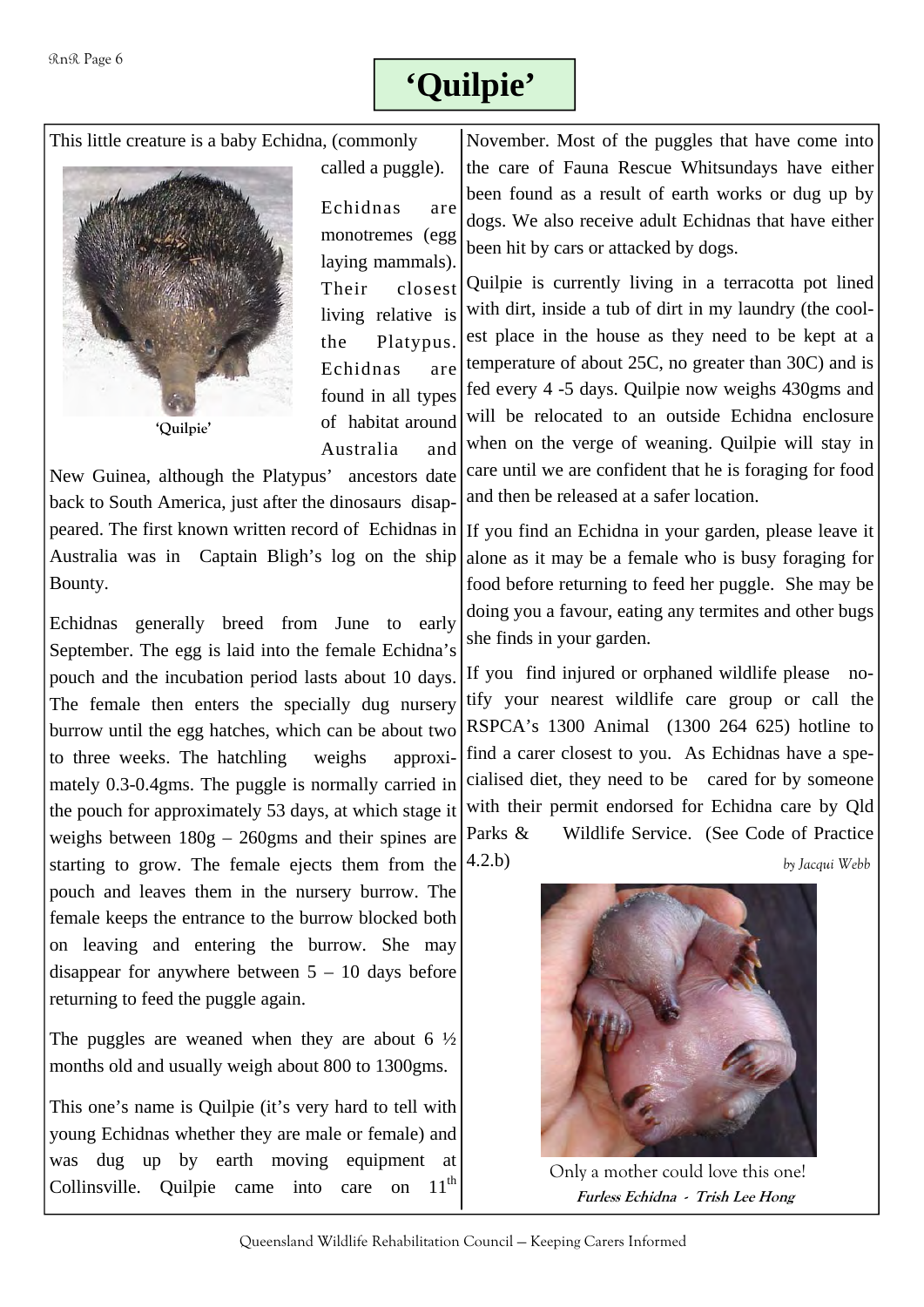# 'Quilpie'

This little creature is a baby Echidna, (commonly called a puggle).

'Quilpie'

Echidnas are monotremes (egg laying mammals). Their closest living relative is the Platypus. Echidnas are found in all types of habitat around Australia and New Guinea, although the Platypus' ancestors date back to South America, just after the dinosaurs disappeared. The first known written record of Echidnas in Australia was in Captain Bligh's log on the ship Bounty.

Echidnas generally breed from June to early September. The egg is laid into the female Echidna's pouch and the incubation period lasts about 10 days. The female then enters the specially dug nursery burrow until the egg hatches, which can be about two to three weeks. The hatchling weighs approximately 0.3-0.4gms. The puggle is normally carried in the pouch for approximately 53 days, at which stage it weighs between 180g – 260gms and their spines are starting to grow. The female ejects them from the pouch and leaves them in the nursery burrow. The female keeps the entrance to the burrow blocked both on leaving and entering the burrow. She may disappear for anywhere between 5 – 10 days before returning to feed the puggle again.

The puggles are weaned when they are about 6 ½ months old and usually weigh about 800 to 1300gms.

This one's name is Quilpie (it's very hard to tell with young Echidnas whether they are male or female) and was dug up by earth moving equipment at Collinsville. Quilpie came into care on 11th November. Most of the puggles that have come into the care of Fauna Rescue Whitsundays have either been found as a result of earth works or dug up by dogs. We also receive adult Echidnas that have either been hit by cars or attacked by dogs.

Quilpie is currently living in a terracotta pot lined with dirt, inside a tub of dirt in my laundry (the coolest place in the house as they need to be kept at a temperature of about 25C, no greater than 30C) and is fed every 4 -5 days. Quilpie now weighs 430gms and will be relocated to an outside Echidna enclosure when on the verge of weaning. Quilpie will stay in care until we are confident that he is foraging for food and then be released at a safer location.

If you find an Echidna in your garden, please leave it alone as it may be a female who is busy foraging for food before returning to feed her puggle. She may be doing you a favour, eating any termites and other bugs she finds in your garden.

If you find injured or orphaned wildlife please notify your nearest wildlife care group or call the RSPCA's 1300 Animal (1300 264 625) hotline to find a carer closest to you. As Echidnas have a specialised diet, they need to be cared for by someone with their permit endorsed for Echidna care by Qld Parks & Wildlife Service. (See Code of Practice 4.2.b)

*by Jacqui Webb*

Only a mother could love this one!

***Furless Echidna - Trish Lee Hong***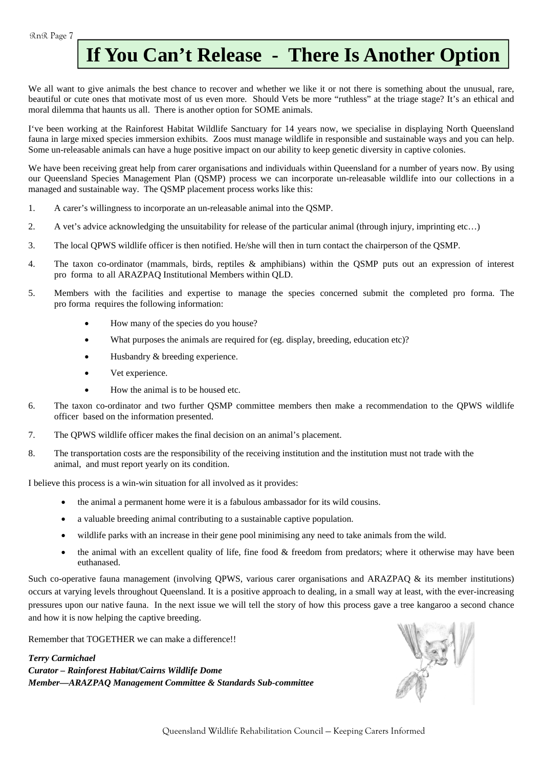# If You Can't Release - There Is Another Option

We all want to give animals the best chance to recover and whether we like it or not there is something about the unusual, rare, beautiful or cute ones that motivate most of us even more. Should Vets be more "ruthless" at the triage stage? It's an ethical and moral dilemma that haunts us all. There is another option for SOME animals.

I've been working at the Rainforest Habitat Wildlife Sanctuary for 14 years now, we specialise in displaying North Queensland fauna in large mixed species immersion exhibits. Zoos must manage wildlife in responsible and sustainable ways and you can help. Some un-releasable animals can have a huge positive impact on our ability to keep genetic diversity in captive colonies.

We have been receiving great help from carer organisations and individuals within Queensland for a number of years now. By using our Queensland Species Management Plan (QSMP) process we can incorporate un-releasable wildlife into our collections in a managed and sustainable way. The QSMP placement process works like this:

1. A carer's willingness to incorporate an un-releasable animal into the QSMP.
2. A vet's advice acknowledging the unsuitability for release of the particular animal (through injury, imprinting etc…)
3. The local QPWS wildlife officer is then notified. He/she will then in turn contact the chairperson of the QSMP.
4. The taxon co-ordinator (mammals, birds, reptiles & amphibians) within the QSMP puts out an expression of interest pro forma to all ARAZPAQ Institutional Members within QLD.
5. Members with the facilities and expertise to manage the species concerned submit the completed pro forma. The pro forma requires the following information:
    - How many of the species do you house?
    - What purposes the animals are required for (eg. display, breeding, education etc)?
    - Husbandry & breeding experience.
    - Vet experience.
    - How the animal is to be housed etc.
6. The taxon co-ordinator and two further QSMP committee members then make a recommendation to the QPWS wildlife officer based on the information presented.
7. The QPWS wildlife officer makes the final decision on an animal's placement.
8. The transportation costs are the responsibility of the receiving institution and the institution must not trade with the animal, and must report yearly on its condition.

I believe this process is a win-win situation for all involved as it provides:

- the animal a permanent home were it is a fabulous ambassador for its wild cousins.
- a valuable breeding animal contributing to a sustainable captive population.
- wildlife parks with an increase in their gene pool minimising any need to take animals from the wild.
- the animal with an excellent quality of life, fine food & freedom from predators; where it otherwise may have been euthanased.

Such co-operative fauna management (involving QPWS, various carer organisations and ARAZPAQ & its member institutions) occurs at varying levels throughout Queensland. It is a positive approach to dealing, in a small way at least, with the ever-increasing pressures upon our native fauna. In the next issue we will tell the story of how this process gave a tree kangaroo a second chance and how it is now helping the captive breeding.

Remember that TOGETHER we can make a difference!!

***Terry Carmichael***
***Curator – Rainforest Habitat/Cairns Wildlife Dome***
***Member—ARAZPAQ Management Committee & Standards Sub-committee***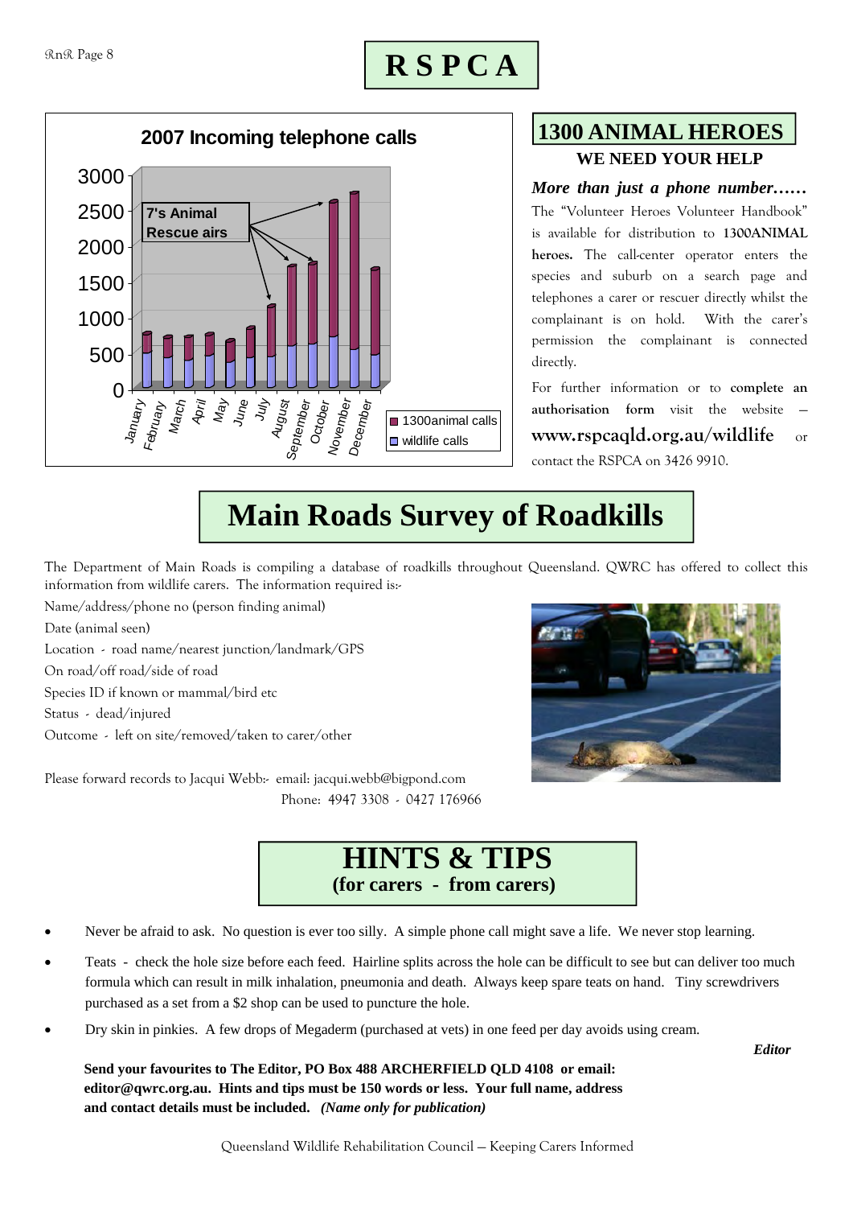# RSPCA

**2007 Incoming telephone calls**

7's Animal Rescue airs

(Legend: 1300animal calls; wildlife calls)

## 1300 ANIMAL HEROES

### WE NEED YOUR HELP

***More than just a phone number……***

The "Volunteer Heroes Volunteer Handbook" is available for distribution to **1300ANIMAL heroes.** The call-center operator enters the species and suburb on a search page and telephones a carer or rescuer directly whilst the complainant is on hold. With the carer's permission the complainant is connected directly.

For further information or to **complete an authorisation form** visit the website – **www.rspcaqld.org.au/wildlife** or contact the RSPCA on 3426 9910.

# Main Roads Survey of Roadkills

The Department of Main Roads is compiling a database of roadkills throughout Queensland. QWRC has offered to collect this information from wildlife carers. The information required is:-

Name/address/phone no (person finding animal)

Date (animal seen)

Location - road name/nearest junction/landmark/GPS

On road/off road/side of road

Species ID if known or mammal/bird etc

Status - dead/injured

Outcome - left on site/removed/taken to carer/other

Please forward records to Jacqui Webb:- email: jacqui.webb@bigpond.com
Phone: 4947 3308 - 0427 176966

# HINTS & TIPS
## (for carers - from carers)

- Never be afraid to ask. No question is ever too silly. A simple phone call might save a life. We never stop learning.
- Teats - check the hole size before each feed. Hairline splits across the hole can be difficult to see but can deliver too much formula which can result in milk inhalation, pneumonia and death. Always keep spare teats on hand. Tiny screwdrivers purchased as a set from a $2 shop can be used to puncture the hole.
- Dry skin in pinkies. A few drops of Megaderm (purchased at vets) in one feed per day avoids using cream.

***Editor***

**Send your favourites to The Editor, PO Box 488 ARCHERFIELD QLD 4108 or email: editor@qwrc.org.au. Hints and tips must be 150 words or less. Your full name, address and contact details must be included.** ***(Name only for publication)***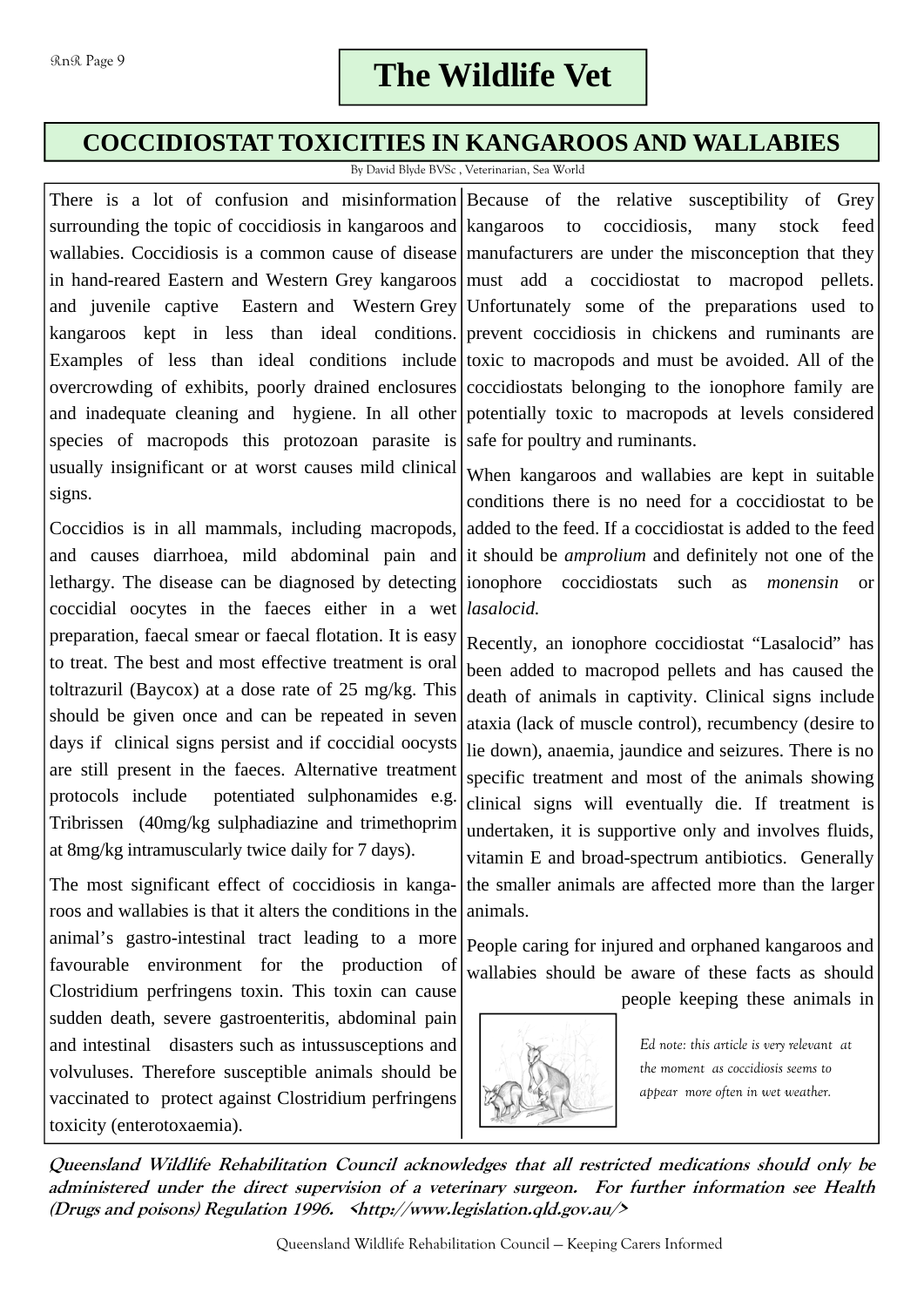# The Wildlife Vet

## COCCIDIOSTAT TOXICITIES IN KANGAROOS AND WALLABIES

By David Blyde BVSc , Veterinarian, Sea World

There is a lot of confusion and misinformation surrounding the topic of coccidiosis in kangaroos and wallabies. Coccidiosis is a common cause of disease in hand-reared Eastern and Western Grey kangaroos and juvenile captive Eastern and Western Grey kangaroos kept in less than ideal conditions. Examples of less than ideal conditions include overcrowding of exhibits, poorly drained enclosures and inadequate cleaning and hygiene. In all other species of macropods this protozoan parasite is usually insignificant or at worst causes mild clinical signs.

Coccidios is in all mammals, including macropods, and causes diarrhoea, mild abdominal pain and lethargy. The disease can be diagnosed by detecting coccidial oocytes in the faeces either in a wet preparation, faecal smear or faecal flotation. It is easy to treat. The best and most effective treatment is oral toltrazuril (Baycox) at a dose rate of 25 mg/kg. This should be given once and can be repeated in seven days if clinical signs persist and if coccidial oocysts are still present in the faeces. Alternative treatment protocols include potentiated sulphonamides e.g. Tribrissen (40mg/kg sulphadiazine and trimethoprim at 8mg/kg intramuscularly twice daily for 7 days).

The most significant effect of coccidiosis in kangaroos and wallabies is that it alters the conditions in the animal's gastro-intestinal tract leading to a more favourable environment for the production of Clostridium perfringens toxin. This toxin can cause sudden death, severe gastroenteritis, abdominal pain and intestinal disasters such as intussusceptions and volvuluses. Therefore susceptible animals should be vaccinated to protect against Clostridium perfringens toxicity (enterotoxaemia).

Because of the relative susceptibility of Grey kangaroos to coccidiosis, many stock feed manufacturers are under the misconception that they must add a coccidiostat to macropod pellets. Unfortunately some of the preparations used to prevent coccidiosis in chickens and ruminants are toxic to macropods and must be avoided. All of the coccidiostats belonging to the ionophore family are potentially toxic to macropods at levels considered safe for poultry and ruminants.

When kangaroos and wallabies are kept in suitable conditions there is no need for a coccidiostat to be added to the feed. If a coccidiostat is added to the feed it should be *amprolium* and definitely not one of the ionophore coccidiostats such as *monensin* or *lasalocid.*

Recently, an ionophore coccidiostat "Lasalocid" has been added to macropod pellets and has caused the death of animals in captivity. Clinical signs include ataxia (lack of muscle control), recumbency (desire to lie down), anaemia, jaundice and seizures. There is no specific treatment and most of the animals showing clinical signs will eventually die. If treatment is undertaken, it is supportive only and involves fluids, vitamin E and broad-spectrum antibiotics. Generally the smaller animals are affected more than the larger animals.

People caring for injured and orphaned kangaroos and wallabies should be aware of these facts as should people keeping these animals in

*Ed note: this article is very relevant at the moment as coccidiosis seems to appear more often in wet weather.*

***Queensland Wildlife Rehabilitation Council acknowledges that all restricted medications should only be administered under the direct supervision of a veterinary surgeon. For further information see Health (Drugs and poisons) Regulation 1996. <http://www.legislation.qld.gov.au/>***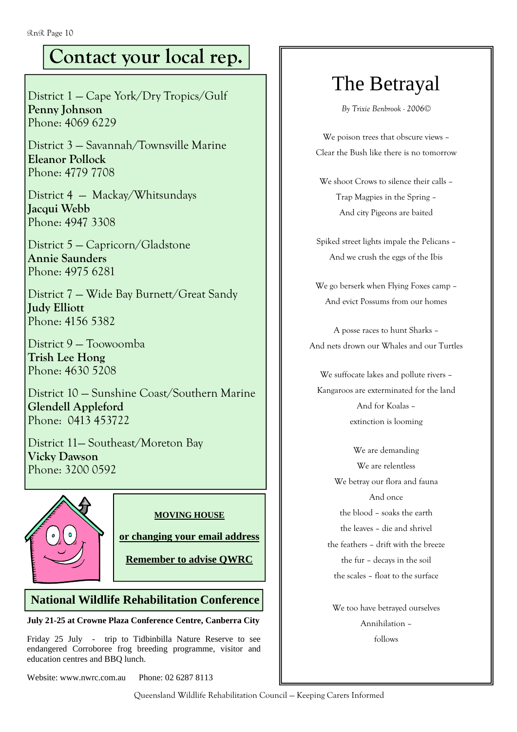# Contact your local rep.

District 1 — Cape York/Dry Tropics/Gulf
**Penny Johnson**
Phone: 4069 6229

District 3 — Savannah/Townsville Marine
**Eleanor Pollock**
Phone: 4779 7708

District 4 — Mackay/Whitsundays
**Jacqui Webb**
Phone: 4947 3308

District 5 — Capricorn/Gladstone
**Annie Saunders**
Phone: 4975 6281

District 7 — Wide Bay Burnett/Great Sandy
**Judy Elliott**
Phone: 4156 5382

District 9 — Toowoomba
**Trish Lee Hong**
Phone: 4630 5208

District 10 — Sunshine Coast/Southern Marine
**Glendell Appleford**
Phone: 0413 453722

District 11— Southeast/Moreton Bay
**Vicky Dawson**
Phone: 3200 0592

**MOVING HOUSE**

**or changing your email address**

**Remember to advise QWRC**

## National Wildlife Rehabilitation Conference

**July 21-25 at Crowne Plaza Conference Centre, Canberra City**

Friday 25 July - trip to Tidbinbilla Nature Reserve to see endangered Corroboree frog breeding programme, visitor and education centres and BBQ lunch.

Website: www.nwrc.com.au     Phone: 02 6287 8113

# The Betrayal

*By Trixie Benbrook - 2006©*

We poison trees that obscure views –
Clear the Bush like there is no tomorrow

We shoot Crows to silence their calls –
Trap Magpies in the Spring –
And city Pigeons are baited

Spiked street lights impale the Pelicans –
And we crush the eggs of the Ibis

We go berserk when Flying Foxes camp –
And evict Possums from our homes

A posse races to hunt Sharks –
And nets drown our Whales and our Turtles

We suffocate lakes and pollute rivers –
Kangaroos are exterminated for the land
And for Koalas –
extinction is looming

We are demanding
We are relentless
We betray our flora and fauna
And once
the blood – soaks the earth
the leaves – die and shrivel
the feathers – drift with the breeze
the fur – decays in the soil
the scales – float to the surface

We too have betrayed ourselves
Annihilation –
follows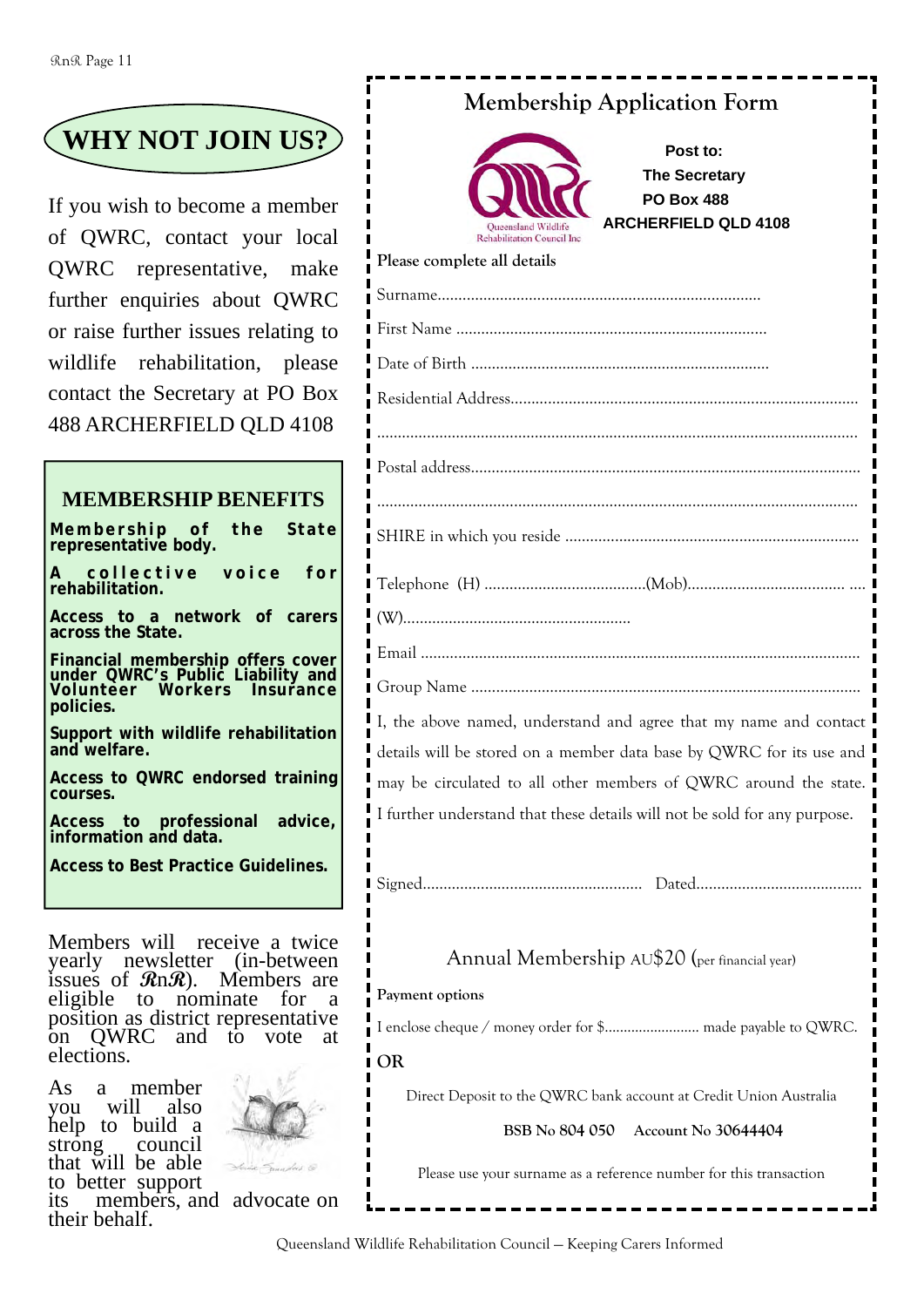# WHY NOT JOIN US?

If you wish to become a member of QWRC, contact your local QWRC representative, make further enquiries about QWRC or raise further issues relating to wildlife rehabilitation, please contact the Secretary at PO Box 488 ARCHERFIELD QLD 4108

## MEMBERSHIP BENEFITS

**Membership of the State representative body.**

**A collective voice for rehabilitation.**

**Access to a network of carers across the State.**

**Financial membership offers cover under QWRC's Public Liability and Volunteer Workers Insurance policies.**

**Support with wildlife rehabilitation and welfare.**

**Access to QWRC endorsed training courses.**

**Access to professional advice, information and data.**

**Access to Best Practice Guidelines.**

Members will receive a twice yearly newsletter (in-between issues of *RnR*). Members are eligible to nominate for a position as district representative on QWRC and to vote at elections.

As a member you will also help to build a strong council that will be able to better support its members, and advocate on their behalf.

## Membership Application Form

Queensland Wildlife Rehabilitation Council Inc

**Post to:**
**The Secretary**
**PO Box 488**
**ARCHERFIELD QLD 4108**

**Please complete all details**

Surname.............................................................................

First Name .........................................................................

Date of Birth ......................................................................

Residential Address..................................................................................

.................................................................................................................

Postal address..........................................................................................

.................................................................................................................

SHIRE in which you reside .....................................................................

Telephone (H) ......................................(Mob)...................................... ....

(W).......................................................

Email .........................................................................................................

Group Name .............................................................................................

I, the above named, understand and agree that my name and contact details will be stored on a member data base by QWRC for its use and may be circulated to all other members of QWRC around the state. I further understand that these details will not be sold for any purpose.

Signed.....................................................  Dated........................................

Annual Membership AU$20 (per financial year)

**Payment options**

I enclose cheque / money order for $........................ made payable to QWRC.

**OR**

Direct Deposit to the QWRC bank account at Credit Union Australia

**BSB No 804 050   Account No 30644404**

Please use your surname as a reference number for this transaction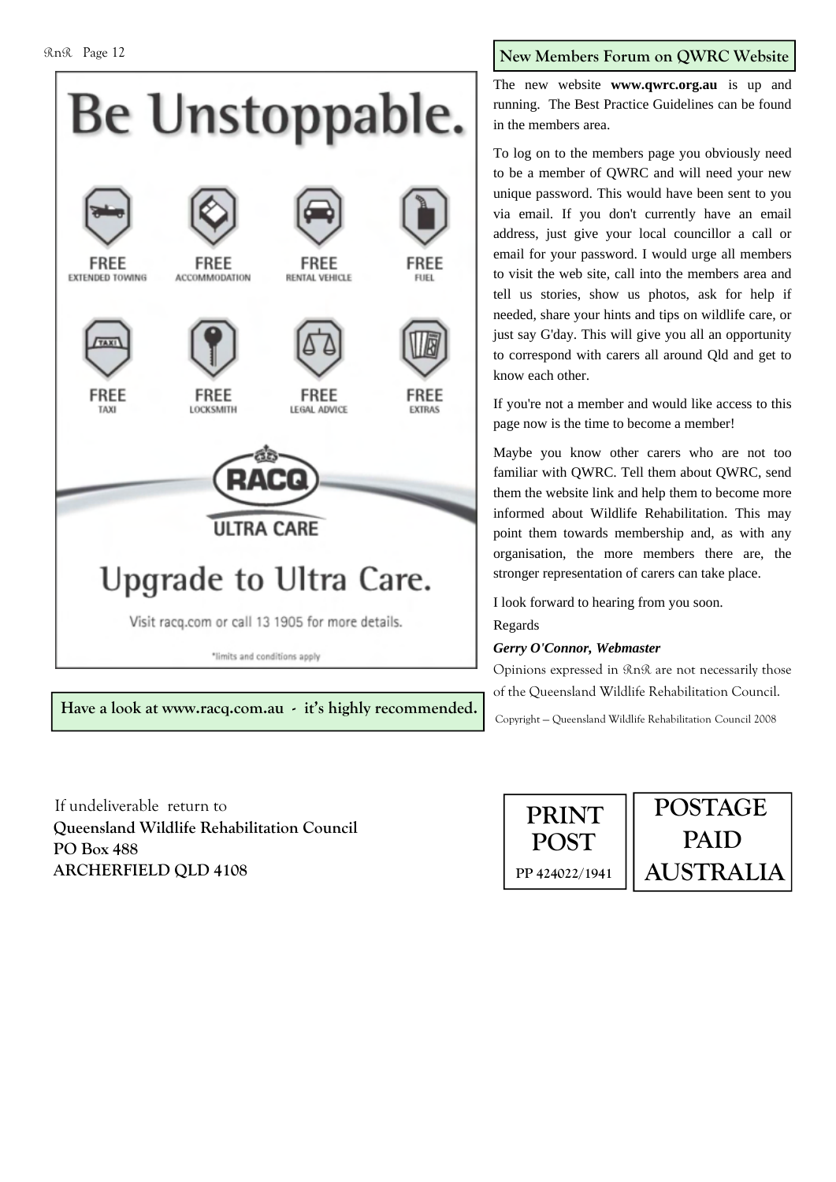Be Unstoppable.

FREE EXTENDED TOWING

FREE ACCOMMODATION

FREE RENTAL VEHICLE

FREE FUEL

FREE TAXI

FREE LOCKSMITH

FREE LEGAL ADVICE

FREE EXTRAS

RACQ ULTRA CARE

Upgrade to Ultra Care.

Visit racq.com or call 13 1905 for more details.

*limits and conditions apply

**Have a look at www.racq.com.au - it's highly recommended.**

## New Members Forum on QWRC Website

The new website **www.qwrc.org.au** is up and running. The Best Practice Guidelines can be found in the members area.

To log on to the members page you obviously need to be a member of QWRC and will need your new unique password. This would have been sent to you via email. If you don't currently have an email address, just give your local councillor a call or email for your password. I would urge all members to visit the web site, call into the members area and tell us stories, show us photos, ask for help if needed, share your hints and tips on wildlife care, or just say G'day. This will give you all an opportunity to correspond with carers all around Qld and get to know each other.

If you're not a member and would like access to this page now is the time to become a member!

Maybe you know other carers who are not too familiar with QWRC. Tell them about QWRC, send them the website link and help them to become more informed about Wildlife Rehabilitation. This may point them towards membership and, as with any organisation, the more members there are, the stronger representation of carers can take place.

I look forward to hearing from you soon.

Regards

***Gerry O'Connor, Webmaster***

Opinions expressed in RnR are not necessarily those of the Queensland Wildlife Rehabilitation Council.

Copyright — Queensland Wildlife Rehabilitation Council 2008

If undeliverable return to
**Queensland Wildlife Rehabilitation Council**
**PO Box 488**
**ARCHERFIELD QLD 4108**

**PRINT POST**
PP 424022/1941

**POSTAGE PAID AUSTRALIA**